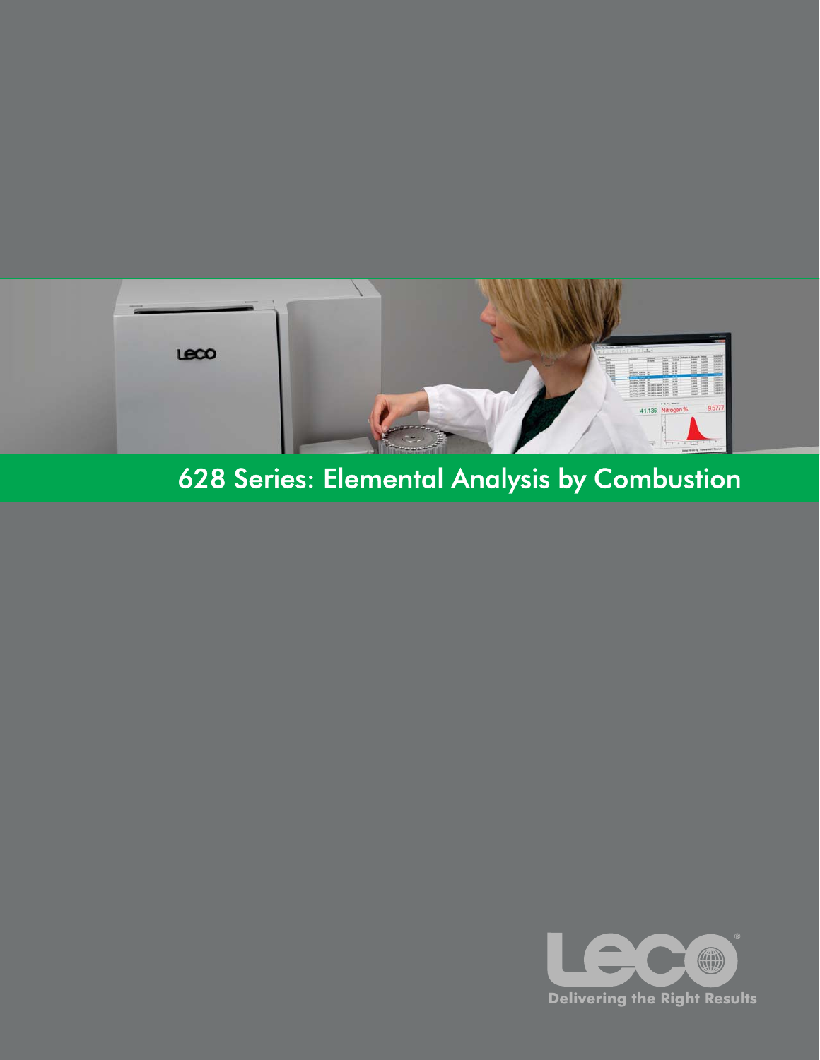# 628 Series: Elemental Analysis by Combustion

Delivering the Right Results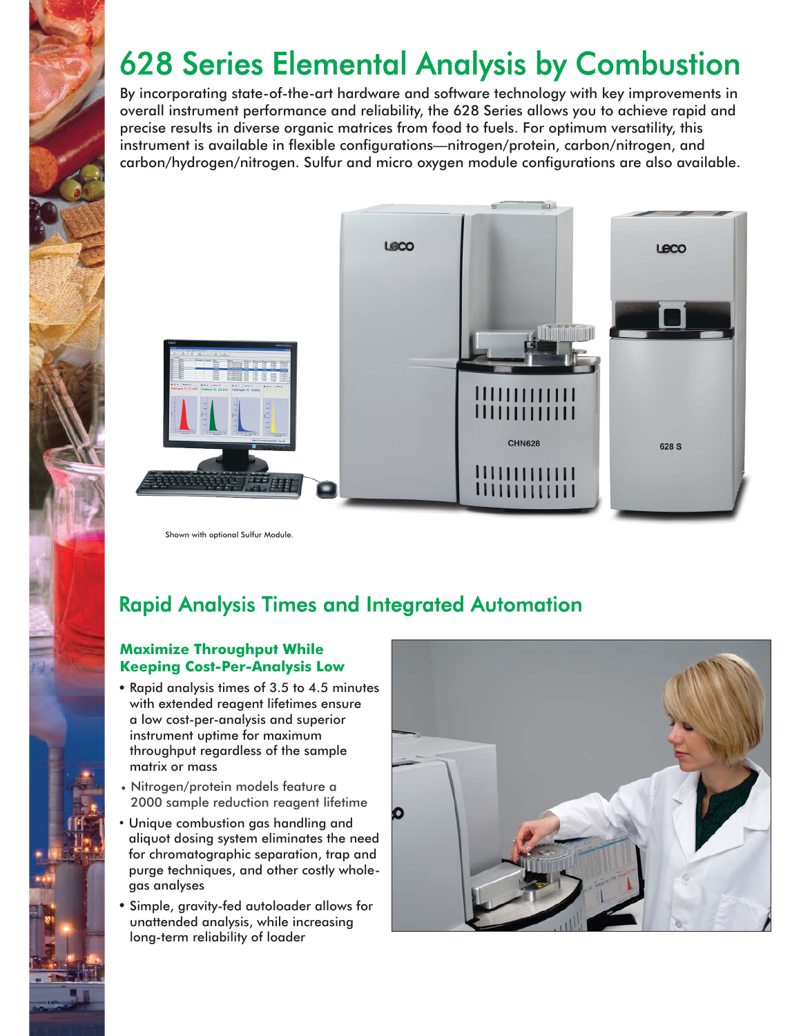# 628 Series Elemental Analysis by Combustion

By incorporating state-of-the-art hardware and software technology with key improvements in overall instrument performance and reliability, the 628 Series allows you to achieve rapid and precise results in diverse organic matrices from food to fuels. For optimum versatility, this instrument is available in flexible configurations—nitrogen/protein, carbon/nitrogen, and carbon/hydrogen/nitrogen. Sulfur and micro oxygen module configurations are also available.

Shown with optional Sulfur Module.

## Rapid Analysis Times and Integrated Automation

### Maximize Throughput While Keeping Cost-Per-Analysis Low

- Rapid analysis times of 3.5 to 4.5 minutes with extended reagent lifetimes ensure a low cost-per-analysis and superior instrument uptime for maximum throughput regardless of the sample matrix or mass
- Nitrogen/protein models feature a 2000 sample reduction reagent lifetime
- Unique combustion gas handling and aliquot dosing system eliminates the need for chromatographic separation, trap and purge techniques, and other costly whole-gas analyses
- Simple, gravity-fed autoloader allows for unattended analysis, while increasing long-term reliability of loader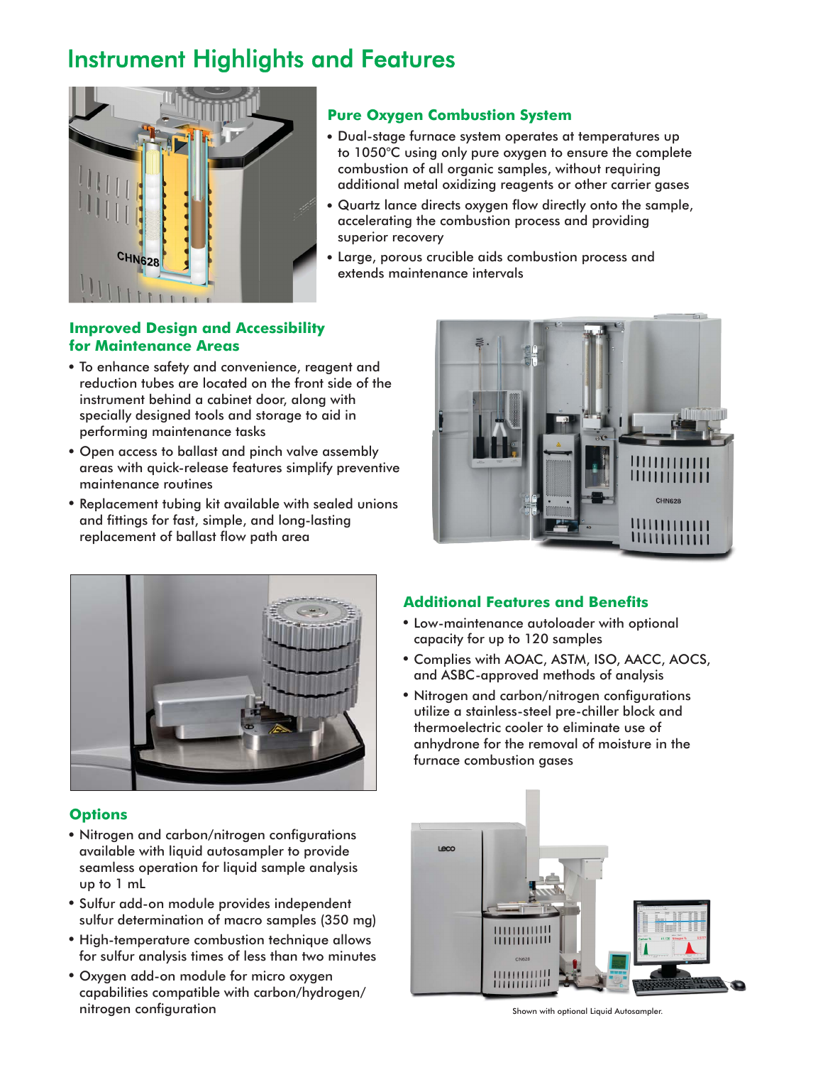# Instrument Highlights and Features

## Pure Oxygen Combustion System

- Dual-stage furnace system operates at temperatures up to 1050°C using only pure oxygen to ensure the complete combustion of all organic samples, without requiring additional metal oxidizing reagents or other carrier gases
- Quartz lance directs oxygen flow directly onto the sample, accelerating the combustion process and providing superior recovery
- Large, porous crucible aids combustion process and extends maintenance intervals

## Improved Design and Accessibility for Maintenance Areas

- To enhance safety and convenience, reagent and reduction tubes are located on the front side of the instrument behind a cabinet door, along with specially designed tools and storage to aid in performing maintenance tasks
- Open access to ballast and pinch valve assembly areas with quick-release features simplify preventive maintenance routines
- Replacement tubing kit available with sealed unions and fittings for fast, simple, and long-lasting replacement of ballast flow path area

## Additional Features and Benefits

- Low-maintenance autoloader with optional capacity for up to 120 samples
- Complies with AOAC, ASTM, ISO, AACC, AOCS, and ASBC-approved methods of analysis
- Nitrogen and carbon/nitrogen configurations utilize a stainless-steel pre-chiller block and thermoelectric cooler to eliminate use of anhydrone for the removal of moisture in the furnace combustion gases

## Options

- Nitrogen and carbon/nitrogen configurations available with liquid autosampler to provide seamless operation for liquid sample analysis up to 1 mL
- Sulfur add-on module provides independent sulfur determination of macro samples (350 mg)
- High-temperature combustion technique allows for sulfur analysis times of less than two minutes
- Oxygen add-on module for micro oxygen capabilities compatible with carbon/hydrogen/nitrogen configuration

Shown with optional Liquid Autosampler.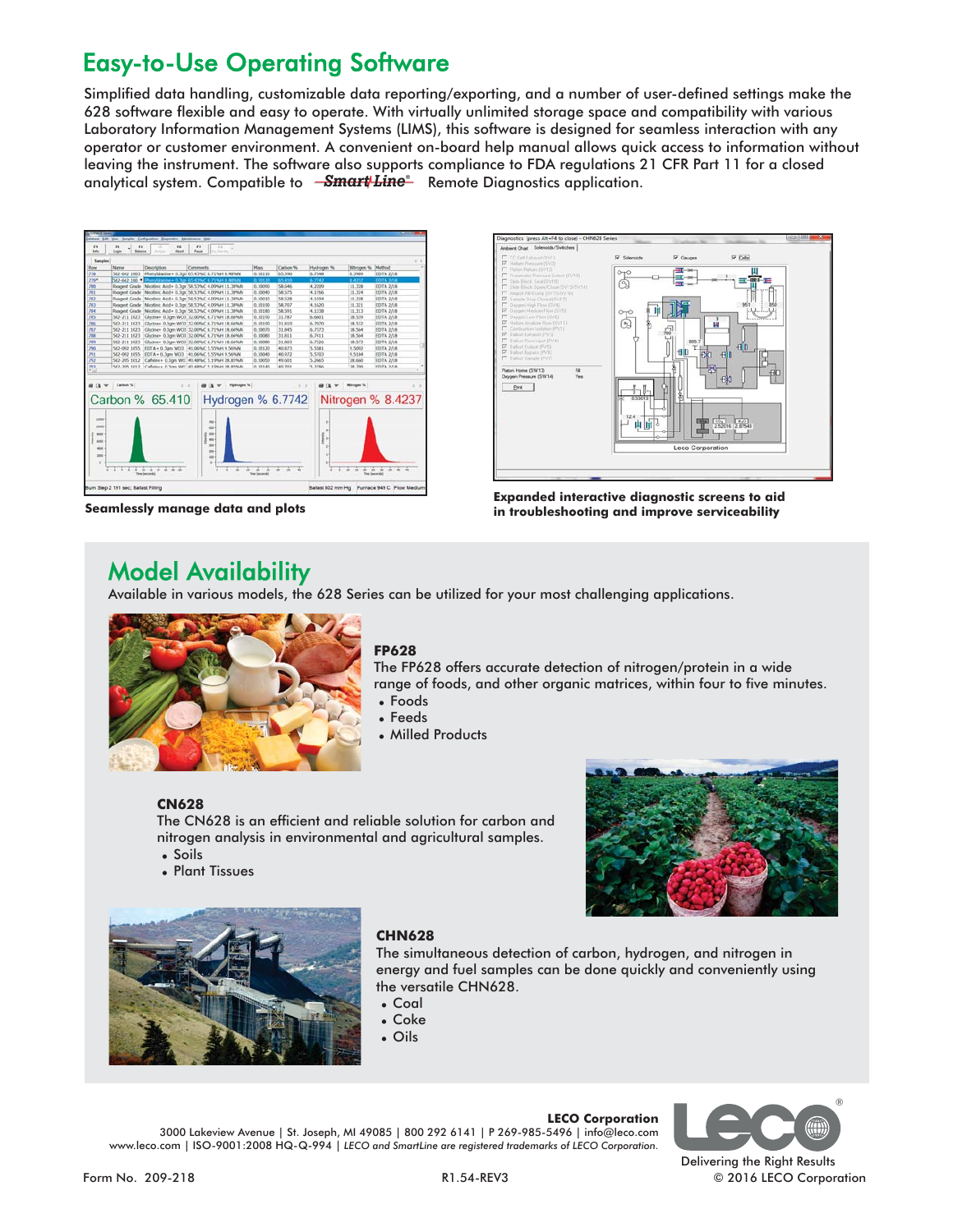## Easy-to-Use Operating Software

Simplified data handling, customizable data reporting/exporting, and a number of user-defined settings make the 628 software flexible and easy to operate. With virtually unlimited storage space and compatibility with various Laboratory Information Management Systems (LIMS), this software is designed for seamless interaction with any operator or customer environment. A convenient on-board help manual allows quick access to information without leaving the instrument. The software also supports compliance to FDA regulations 21 CFR Part 11 for a closed analytical system. Compatible to SmartLine® Remote Diagnostics application.

**Seamlessly manage data and plots**

**Expanded interactive diagnostic screens to aid in troubleshooting and improve serviceability**

## Model Availability

Available in various models, the 628 Series can be utilized for your most challenging applications.

**FP628**

The FP628 offers accurate detection of nitrogen/protein in a wide range of foods, and other organic matrices, within four to five minutes.

- Foods
- Feeds
- Milled Products

**CN628**

The CN628 is an efficient and reliable solution for carbon and nitrogen analysis in environmental and agricultural samples.

- Soils
- Plant Tissues

**CHN628**

The simultaneous detection of carbon, hydrogen, and nitrogen in energy and fuel samples can be done quickly and conveniently using the versatile CHN628.

- Coal
- Coke
- Oils

**LECO Corporation**
3000 Lakeview Avenue | St. Joseph, MI 49085 | 800 292 6141 | P 269-985-5496 | info@leco.com
www.leco.com | ISO-9001:2008 HQ-Q-994 | *LECO and SmartLine are registered trademarks of LECO Corporation.*

Delivering the Right Results

Form No. 209-218 R1.54-REV3 © 2016 LECO Corporation